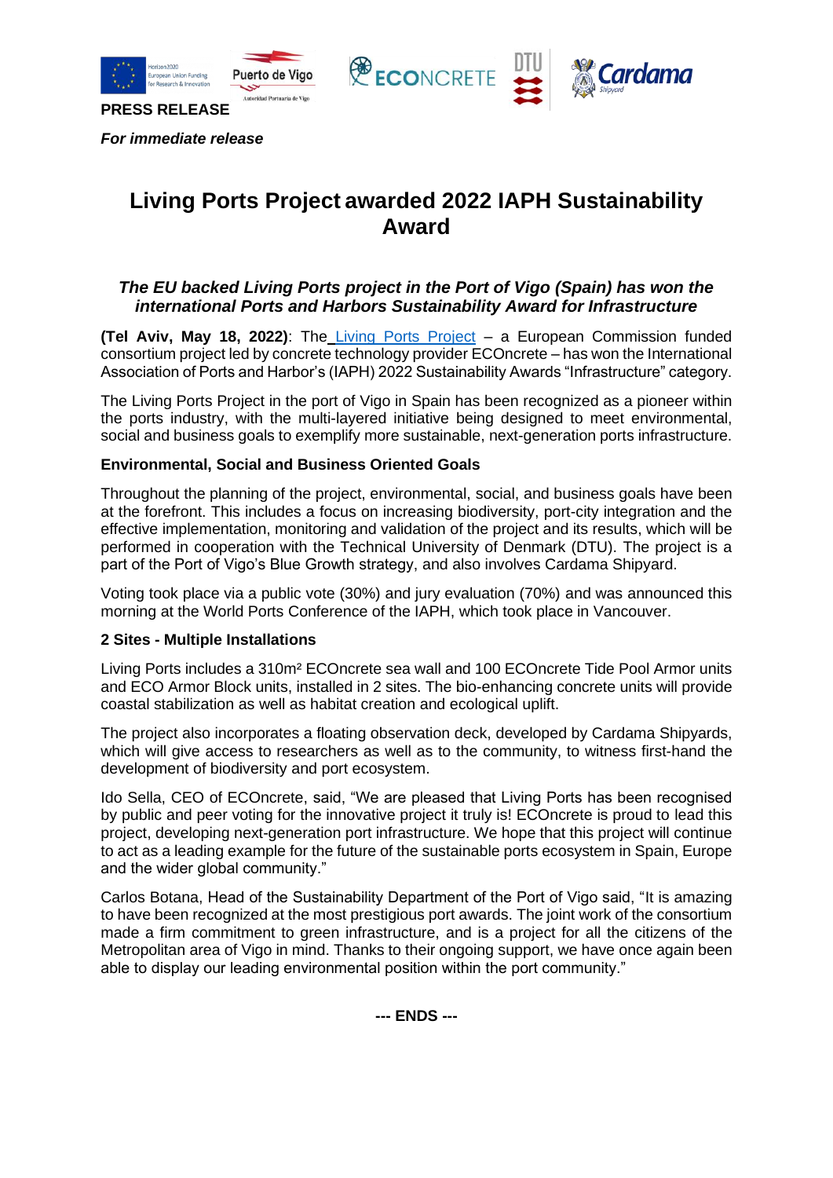**PRESS RELEASE**

***For immediate release***

# Living Ports Project awarded 2022 IAPH Sustainability Award

***The EU backed Living Ports project in the Port of Vigo (Spain) has won the international Ports and Harbors Sustainability Award for Infrastructure***

**(Tel Aviv, May 18, 2022)**: The Living Ports Project – a European Commission funded consortium project led by concrete technology provider ECOncrete – has won the International Association of Ports and Harbor's (IAPH) 2022 Sustainability Awards "Infrastructure" category.

The Living Ports Project in the port of Vigo in Spain has been recognized as a pioneer within the ports industry, with the multi-layered initiative being designed to meet environmental, social and business goals to exemplify more sustainable, next-generation ports infrastructure.

**Environmental, Social and Business Oriented Goals**

Throughout the planning of the project, environmental, social, and business goals have been at the forefront. This includes a focus on increasing biodiversity, port-city integration and the effective implementation, monitoring and validation of the project and its results, which will be performed in cooperation with the Technical University of Denmark (DTU). The project is a part of the Port of Vigo's Blue Growth strategy, and also involves Cardama Shipyard.

Voting took place via a public vote (30%) and jury evaluation (70%) and was announced this morning at the World Ports Conference of the IAPH, which took place in Vancouver.

**2 Sites - Multiple Installations**

Living Ports includes a 310m² ECOncrete sea wall and 100 ECOncrete Tide Pool Armor units and ECO Armor Block units, installed in 2 sites. The bio-enhancing concrete units will provide coastal stabilization as well as habitat creation and ecological uplift.

The project also incorporates a floating observation deck, developed by Cardama Shipyards, which will give access to researchers as well as to the community, to witness first-hand the development of biodiversity and port ecosystem.

Ido Sella, CEO of ECOncrete, said, "We are pleased that Living Ports has been recognised by public and peer voting for the innovative project it truly is! ECOncrete is proud to lead this project, developing next-generation port infrastructure. We hope that this project will continue to act as a leading example for the future of the sustainable ports ecosystem in Spain, Europe and the wider global community."

Carlos Botana, Head of the Sustainability Department of the Port of Vigo said, "It is amazing to have been recognized at the most prestigious port awards. The joint work of the consortium made a firm commitment to green infrastructure, and is a project for all the citizens of the Metropolitan area of Vigo in mind. Thanks to their ongoing support, we have once again been able to display our leading environmental position within the port community."

**--- ENDS ---**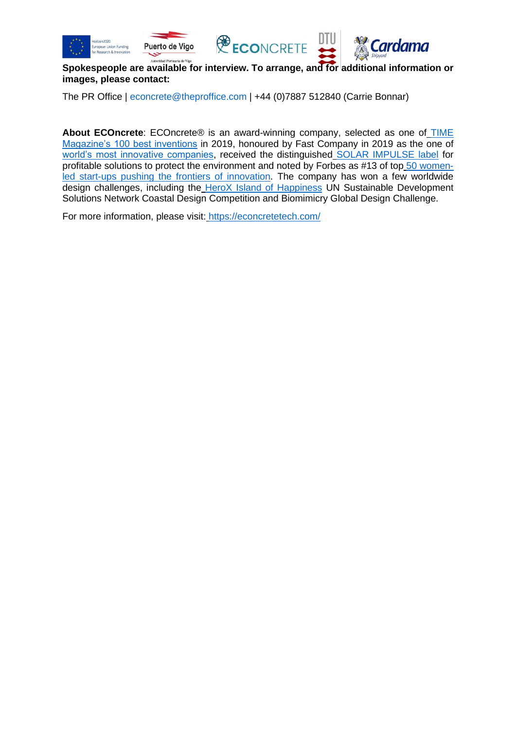**Spokespeople are available for interview. To arrange, and for additional information or images, please contact:**

The PR Office | econcrete@theproffice.com | +44 (0)7887 512840 (Carrie Bonnar)

**About ECOncrete**: ECOncrete® is an award-winning company, selected as one of TIME Magazine's 100 best inventions in 2019, honoured by Fast Company in 2019 as the one of world's most innovative companies, received the distinguished SOLAR IMPULSE label for profitable solutions to protect the environment and noted by Forbes as #13 of top 50 women-led start-ups pushing the frontiers of innovation. The company has won a few worldwide design challenges, including the HeroX Island of Happiness UN Sustainable Development Solutions Network Coastal Design Competition and Biomimicry Global Design Challenge.

For more information, please visit: https://econcretetech.com/